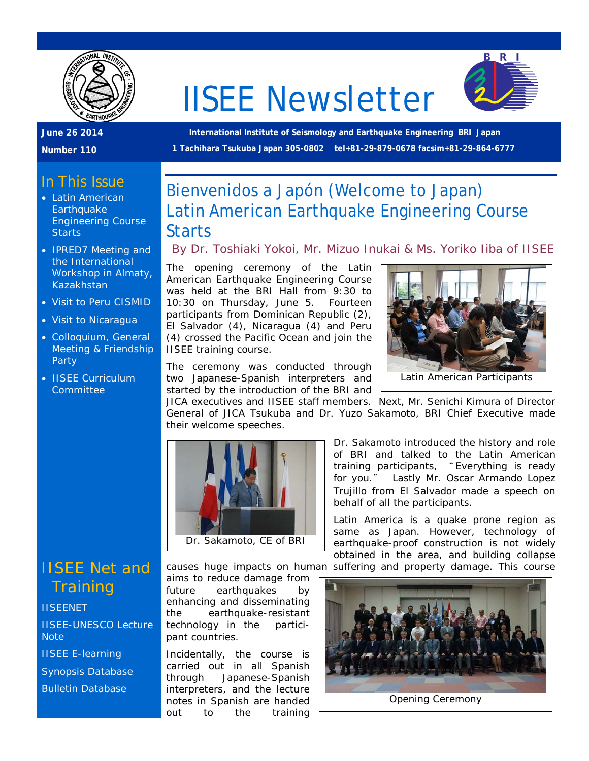# IISEE Newsletter

**June 26 2014**

**Number 110**

**International Institute of Seismology and Earthquake Engineering BRI Japan**

**1 Tachihara Tsukuba Japan 305-0802 tel+81-29-879-0678 facsim+81-29-864-6777**

## In This Issue

- Latin American Earthquake Engineering Course Starts
- IPRED7 Meeting and the International Workshop in Almaty, Kazakhstan
- Visit to Peru CISMID
- Visit to Nicaragua
- Colloquium, General Meeting & Friendship Party
- IISEE Curriculum Committee

## IISEE Net and Training

IISEENET

IISEE-UNESCO Lecture Note

IISEE E-learning

Synopsis Database

Bulletin Database

## Bienvenidos a Japón (Welcome to Japan) Latin American Earthquake Engineering Course Starts

By Dr. Toshiaki Yokoi, Mr. Mizuo Inukai & Ms. Yoriko Iiba of IISEE

The opening ceremony of the Latin American Earthquake Engineering Course was held at the BRI Hall from 9:30 to 10:30 on Thursday, June 5. Fourteen participants from Dominican Republic (2), El Salvador (4), Nicaragua (4) and Peru (4) crossed the Pacific Ocean and join the IISEE training course.

Latin American Participants

The ceremony was conducted through two Japanese-Spanish interpreters and started by the introduction of the BRI and JICA executives and IISEE staff members. Next, Mr. Senichi Kimura of Director General of JICA Tsukuba and Dr. Yuzo Sakamoto, BRI Chief Executive made their welcome speeches.

Dr. Sakamoto, CE of BRI

Dr. Sakamoto introduced the history and role of BRI and talked to the Latin American training participants, "Everything is ready for you." Lastly Mr. Oscar Armando Lopez Trujillo from El Salvador made a speech on behalf of all the participants.

Latin America is a quake prone region as same as Japan. However, technology of earthquake-proof construction is not widely obtained in the area, and building collapse causes huge impacts on human suffering and property damage. This course aims to reduce damage from future earthquakes by enhancing and disseminating the earthquake-resistant technology in the participant countries.

Opening Ceremony

Incidentally, the course is carried out in all Spanish through Japanese-Spanish interpreters, and the lecture notes in Spanish are handed out to the training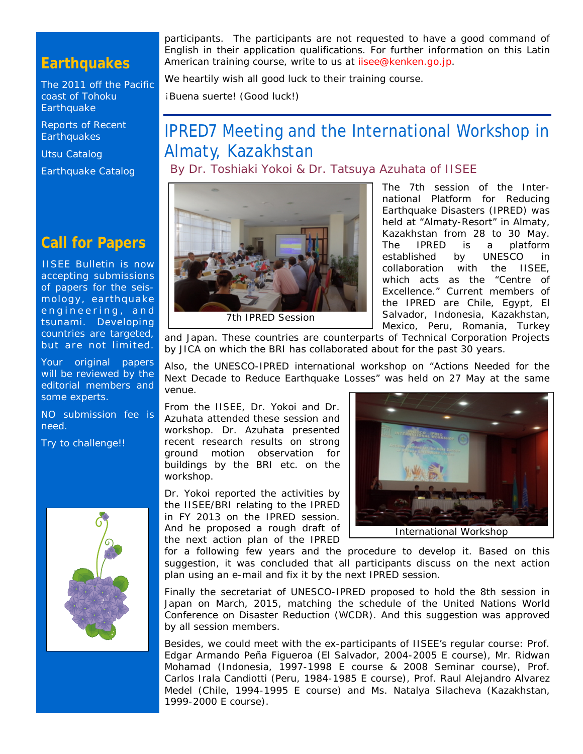participants. The participants are not requested to have a good command of English in their application qualifications. For further information on this Latin American training course, write to us at iisee@kenken.go.jp.

We heartily wish all good luck to their training course.

¡Buena suerte! (Good luck!)

## IPRED7 Meeting and the International Workshop in Almaty, Kazakhstan

By Dr. Toshiaki Yokoi & Dr. Tatsuya Azuhata of IISEE

7th IPRED Session

The 7th session of the International Platform for Reducing Earthquake Disasters (IPRED) was held at "Almaty-Resort" in Almaty, Kazakhstan from 28 to 30 May. The IPRED is a platform established by UNESCO in collaboration with the IISEE, which acts as the "Centre of Excellence." Current members of the IPRED are Chile, Egypt, El Salvador, Indonesia, Kazakhstan, Mexico, Peru, Romania, Turkey and Japan. These countries are counterparts of Technical Corporation Projects by JICA on which the BRI has collaborated about for the past 30 years.

Also, the UNESCO-IPRED international workshop on "Actions Needed for the Next Decade to Reduce Earthquake Losses" was held on 27 May at the same venue.

From the IISEE, Dr. Yokoi and Dr. Azuhata attended these session and workshop. Dr. Azuhata presented recent research results on strong ground motion observation for buildings by the BRI etc. on the workshop.

International Workshop

Dr. Yokoi reported the activities by the IISEE/BRI relating to the IPRED in FY 2013 on the IPRED session. And he proposed a rough draft of the next action plan of the IPRED for a following few years and the procedure to develop it. Based on this suggestion, it was concluded that all participants discuss on the next action plan using an e-mail and fix it by the next IPRED session.

Finally the secretariat of UNESCO-IPRED proposed to hold the 8th session in Japan on March, 2015, matching the schedule of the United Nations World Conference on Disaster Reduction (WCDR). And this suggestion was approved by all session members.

Besides, we could meet with the ex-participants of IISEE's regular course: Prof. Edgar Armando Peña Figueroa (El Salvador, 2004-2005 E course), Mr. Ridwan Mohamad (Indonesia, 1997-1998 E course & 2008 Seminar course), Prof. Carlos Irala Candiotti (Peru, 1984-1985 E course), Prof. Raul Alejandro Alvarez Medel (Chile, 1994-1995 E course) and Ms. Natalya Silacheva (Kazakhstan, 1999-2000 E course).

## Earthquakes

The 2011 off the Pacific coast of Tohoku Earthquake

Reports of Recent Earthquakes

Utsu Catalog

Earthquake Catalog

## Call for Papers

IISEE Bulletin is now accepting submissions of papers for the seismology, earthquake engineering, and tsunami. Developing countries are targeted, but are not limited.

Your original papers will be reviewed by the editorial members and some experts.

NO submission fee is need.

Try to challenge!!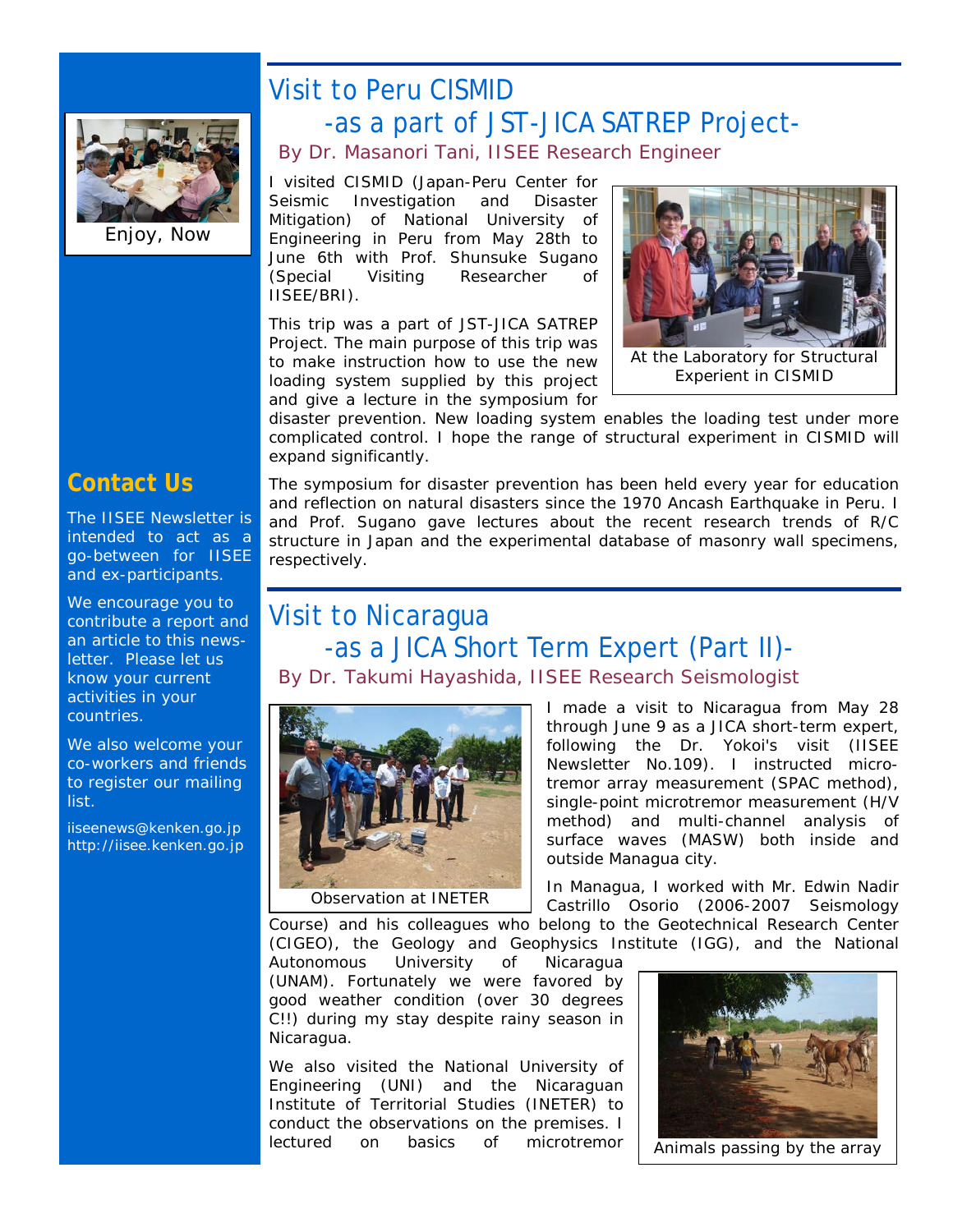Enjoy, Now

## Contact Us

The IISEE Newsletter is intended to act as a go-between for IISEE and ex-participants.

We encourage you to contribute a report and an article to this newsletter. Please let us know your current activities in your countries.

We also welcome your co-workers and friends to register our mailing list.

iiseenews@kenken.go.jp
http://iisee.kenken.go.jp

# Visit to Peru CISMID -as a part of JST-JICA SATREP Project-

By Dr. Masanori Tani, IISEE Research Engineer

I visited CISMID (Japan-Peru Center for Seismic Investigation and Disaster Mitigation) of National University of Engineering in Peru from May 28th to June 6th with Prof. Shunsuke Sugano (Special Visiting Researcher of IISEE/BRI).

This trip was a part of JST-JICA SATREP Project. The main purpose of this trip was to make instruction how to use the new loading system supplied by this project and give a lecture in the symposium for disaster prevention. New loading system enables the loading test under more complicated control. I hope the range of structural experiment in CISMID will expand significantly.

At the Laboratory for Structural Experiment in CISMID

The symposium for disaster prevention has been held every year for education and reflection on natural disasters since the 1970 Ancash Earthquake in Peru. I and Prof. Sugano gave lectures about the recent research trends of R/C structure in Japan and the experimental database of masonry wall specimens, respectively.

# Visit to Nicaragua -as a JICA Short Term Expert (Part II)-

By Dr. Takumi Hayashida, IISEE Research Seismologist

I made a visit to Nicaragua from May 28 through June 9 as a JICA short-term expert, following the Dr. Yokoi's visit (IISEE Newsletter No.109). I instructed microtremor array measurement (SPAC method), single-point microtremor measurement (H/V method) and multi-channel analysis of surface waves (MASW) both inside and outside Managua city.

Observation at INETER

In Managua, I worked with Mr. Edwin Nadir Castrillo Osorio (2006-2007 Seismology Course) and his colleagues who belong to the Geotechnical Research Center (CIGEO), the Geology and Geophysics Institute (IGG), and the National Autonomous University of Nicaragua (UNAM). Fortunately we were favored by good weather condition (over 30 degrees C!!) during my stay despite rainy season in Nicaragua.

We also visited the National University of Engineering (UNI) and the Nicaraguan Institute of Territorial Studies (INETER) to conduct the observations on the premises. I lectured on basics of microtremor

Animals passing by the array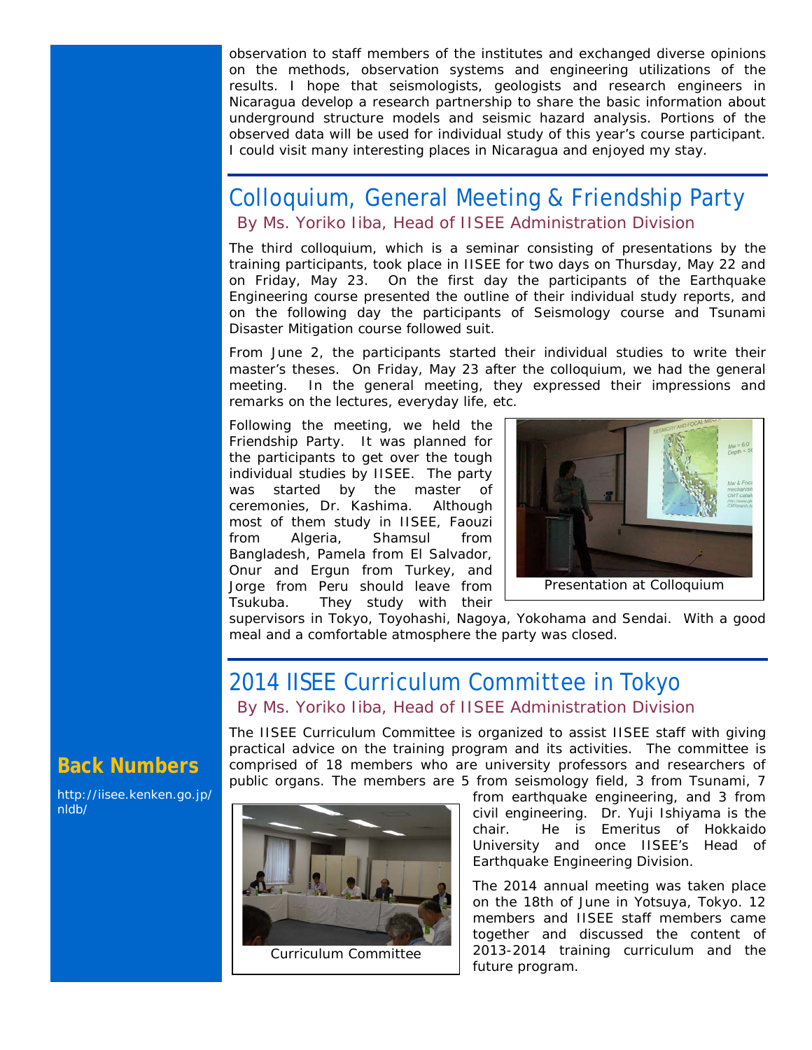observation to staff members of the institutes and exchanged diverse opinions on the methods, observation systems and engineering utilizations of the results. I hope that seismologists, geologists and research engineers in Nicaragua develop a research partnership to share the basic information about underground structure models and seismic hazard analysis. Portions of the observed data will be used for individual study of this year's course participant. I could visit many interesting places in Nicaragua and enjoyed my stay.

## Colloquium, General Meeting & Friendship Party

By Ms. Yoriko Iiba, Head of IISEE Administration Division

The third colloquium, which is a seminar consisting of presentations by the training participants, took place in IISEE for two days on Thursday, May 22 and on Friday, May 23. On the first day the participants of the Earthquake Engineering course presented the outline of their individual study reports, and on the following day the participants of Seismology course and Tsunami Disaster Mitigation course followed suit.

From June 2, the participants started their individual studies to write their master's theses. On Friday, May 23 after the colloquium, we had the general meeting. In the general meeting, they expressed their impressions and remarks on the lectures, everyday life, etc.

Following the meeting, we held the Friendship Party. It was planned for the participants to get over the tough individual studies by IISEE. The party was started by the master of ceremonies, Dr. Kashima. Although most of them study in IISEE, Faouzi from Algeria, Shamsul from Bangladesh, Pamela from El Salvador, Onur and Ergun from Turkey, and Jorge from Peru should leave from Tsukuba. They study with their supervisors in Tokyo, Toyohashi, Nagoya, Yokohama and Sendai. With a good meal and a comfortable atmosphere the party was closed.

Presentation at Colloquium

## 2014 IISEE Curriculum Committee in Tokyo

By Ms. Yoriko Iiba, Head of IISEE Administration Division

The IISEE Curriculum Committee is organized to assist IISEE staff with giving practical advice on the training program and its activities. The committee is comprised of 18 members who are university professors and researchers of public organs. The members are 5 from seismology field, 3 from Tsunami, 7 from earthquake engineering, and 3 from civil engineering. Dr. Yuji Ishiyama is the chair. He is Emeritus of Hokkaido University and once IISEE's Head of Earthquake Engineering Division.

The 2014 annual meeting was taken place on the 18th of June in Yotsuya, Tokyo. 12 members and IISEE staff members came together and discussed the content of 2013-2014 training curriculum and the future program.

Curriculum Committee

**Back Numbers**

http://iisee.kenken.go.jp/nldb/